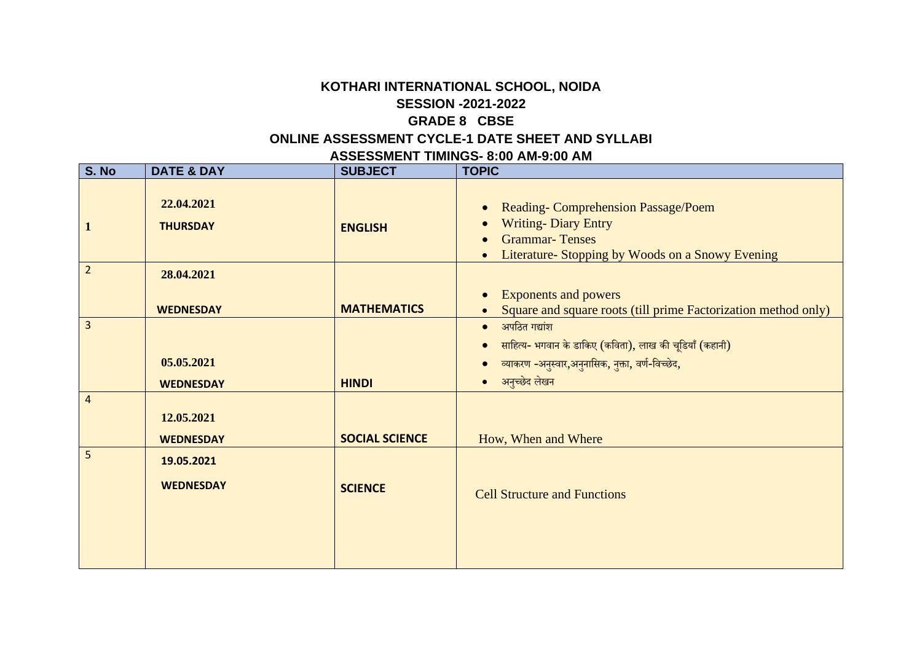# KOTHARI INTERNATIONAL SCHOOL, NOIDA

## SESSION -2021-2022

## GRADE 8 CBSE

## ONLINE ASSESSMENT CYCLE-1 DATE SHEET AND SYLLABI

## ASSESSMENT TIMINGS- 8:00 AM-9:00 AM

| S. No | DATE & DAY | SUBJECT | TOPIC |
|---|---|---|---|
| 1 | 22.04.2021<br>THURSDAY | ENGLISH | • Reading- Comprehension Passage/Poem<br>• Writing- Diary Entry<br>• Grammar- Tenses<br>• Literature- Stopping by Woods on a Snowy Evening |
| 2 | 28.04.2021<br>WEDNESDAY | MATHEMATICS | • Exponents and powers<br>• Square and square roots (till prime Factorization method only) |
| 3 | 05.05.2021<br>WEDNESDAY | HINDI | • अपठित गद्यांश<br>• साहित्य- भगवान के डाकिए (कविता), लाख की चूडियाँ (कहानी)<br>• व्याकरण -अनुस्वार,अनुनासिक, नुक्ता, वर्ण-विच्छेद,<br>• अनुच्छेद लेखन |
| 4 | 12.05.2021<br>WEDNESDAY | SOCIAL SCIENCE | How, When and Where |
| 5 | 19.05.2021<br>WEDNESDAY | SCIENCE | Cell Structure and Functions |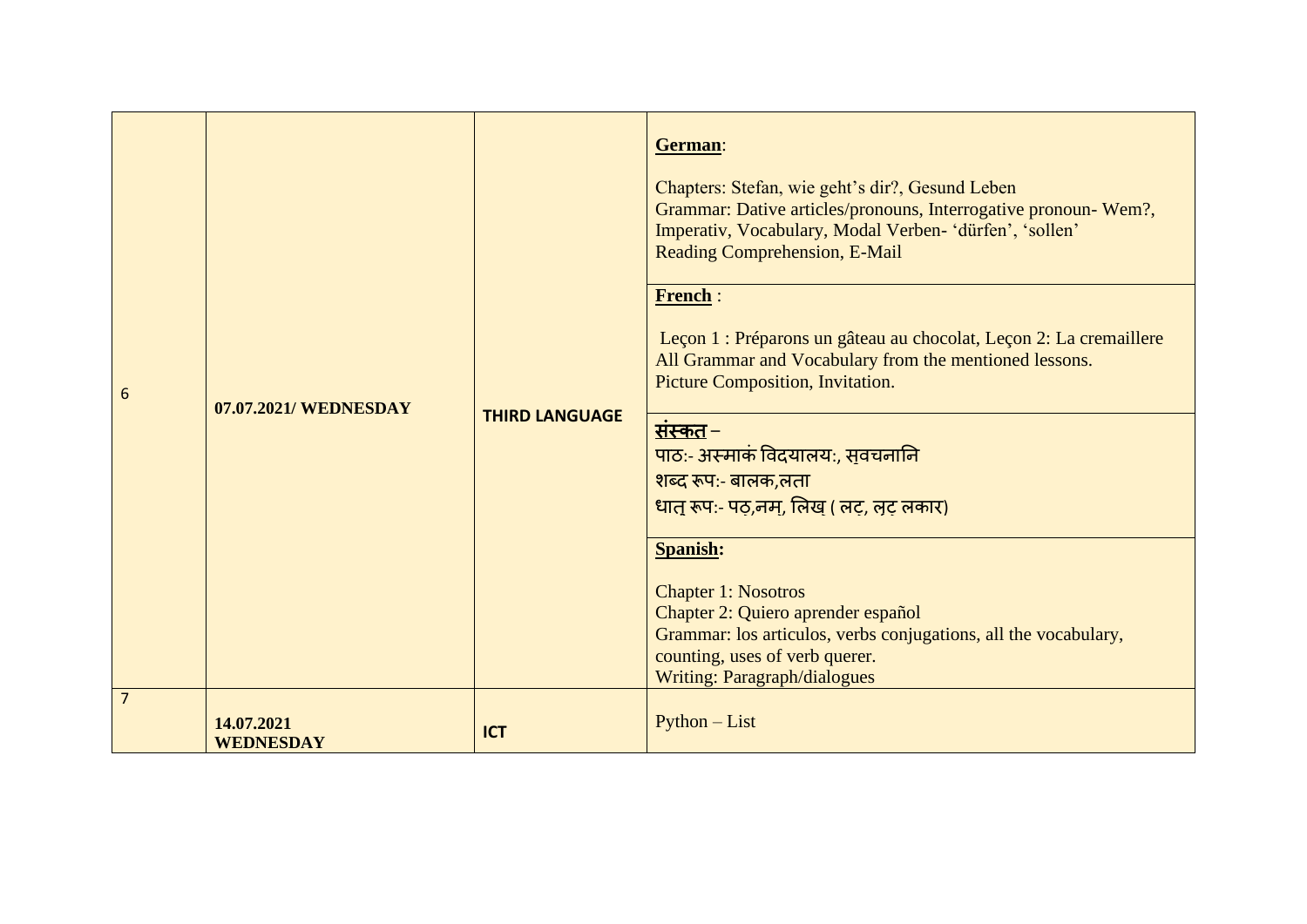| | | | |
|---|---|---|---|
| 6 | 07.07.2021/ WEDNESDAY | THIRD LANGUAGE | **German**:<br><br>Chapters: Stefan, wie geht's dir?, Gesund Leben<br>Grammar: Dative articles/pronouns, Interrogative pronoun- Wem?, Imperativ, Vocabulary, Modal Verben- 'dürfen', 'sollen'<br>Reading Comprehension, E-Mail |
| | | | **French** :<br><br>Leçon 1 : Préparons un gâteau au chocolat, Leçon 2: La cremaillere<br>All Grammar and Vocabulary from the mentioned lessons.<br>Picture Composition, Invitation. |
| | | | **संस्कृत** –<br>पाठः- अस्माकं विदयालयः, सुवचनानि<br>शब्द रूपः- बालक,लता<br>धातु रूपः- पठ,नम्, लिख् ( लट्, लृट् लकार) |
| | | | **Spanish:**<br><br>Chapter 1: Nosotros<br>Chapter 2: Quiero aprender español<br>Grammar: los articulos, verbs conjugations, all the vocabulary, counting, uses of verb querer.<br>Writing: Paragraph/dialogues |
| 7 | 14.07.2021 WEDNESDAY | ICT | Python – List |